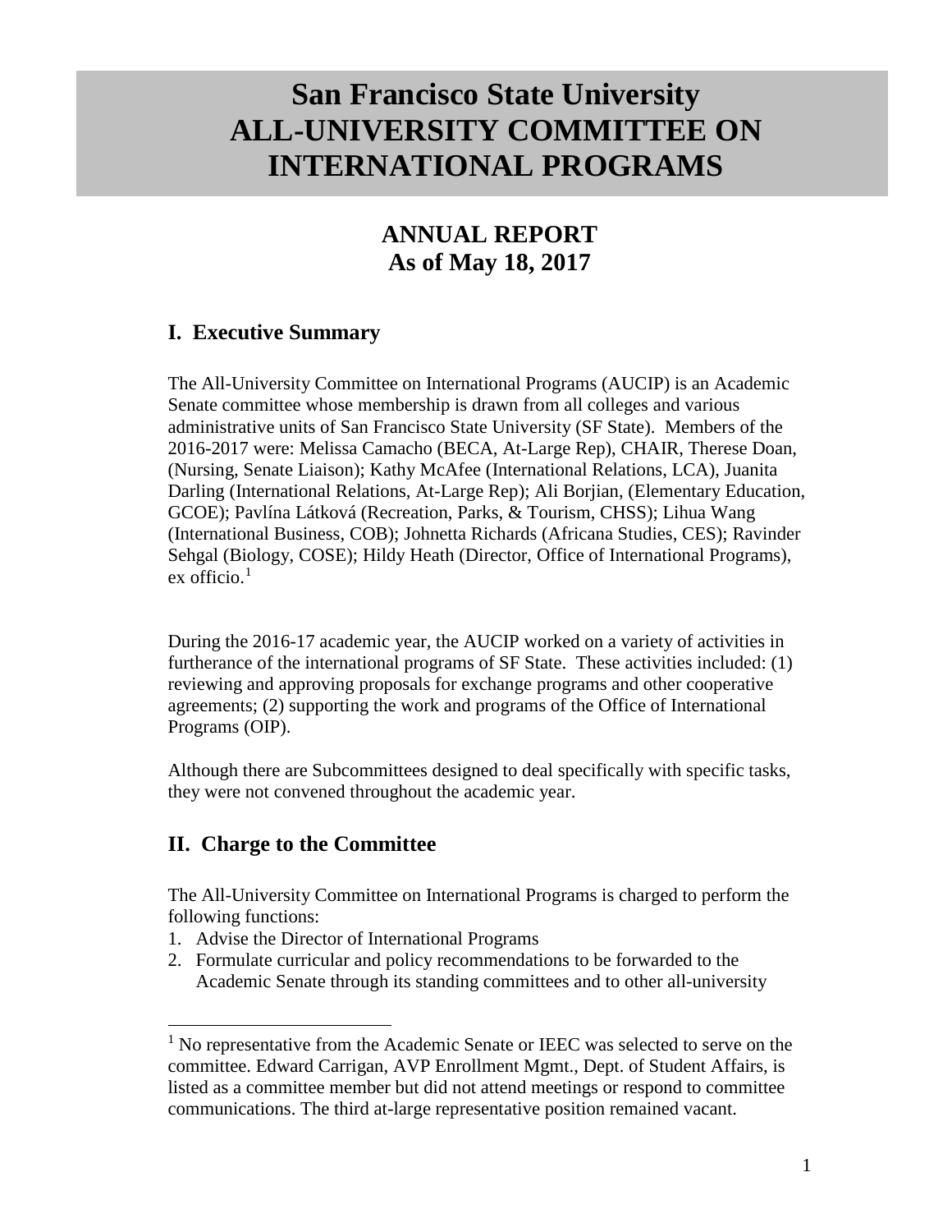# San Francisco State University ALL-UNIVERSITY COMMITTEE ON INTERNATIONAL PROGRAMS

## ANNUAL REPORT As of May 18, 2017

## I. Executive Summary

The All-University Committee on International Programs (AUCIP) is an Academic Senate committee whose membership is drawn from all colleges and various administrative units of San Francisco State University (SF State). Members of the 2016-2017 were: Melissa Camacho (BECA, At-Large Rep), CHAIR, Therese Doan, (Nursing, Senate Liaison); Kathy McAfee (International Relations, LCA), Juanita Darling (International Relations, At-Large Rep); Ali Borjian, (Elementary Education, GCOE); Pavlína Látková (Recreation, Parks, & Tourism, CHSS); Lihua Wang (International Business, COB); Johnetta Richards (Africana Studies, CES); Ravinder Sehgal (Biology, COSE); Hildy Heath (Director, Office of International Programs), ex officio.[1]

During the 2016-17 academic year, the AUCIP worked on a variety of activities in furtherance of the international programs of SF State. These activities included: (1) reviewing and approving proposals for exchange programs and other cooperative agreements; (2) supporting the work and programs of the Office of International Programs (OIP).

Although there are Subcommittees designed to deal specifically with specific tasks, they were not convened throughout the academic year.

## II. Charge to the Committee

The All-University Committee on International Programs is charged to perform the following functions:

1. Advise the Director of International Programs
2. Formulate curricular and policy recommendations to be forwarded to the Academic Senate through its standing committees and to other all-university

[1] No representative from the Academic Senate or IEEC was selected to serve on the committee. Edward Carrigan, AVP Enrollment Mgmt., Dept. of Student Affairs, is listed as a committee member but did not attend meetings or respond to committee communications. The third at-large representative position remained vacant.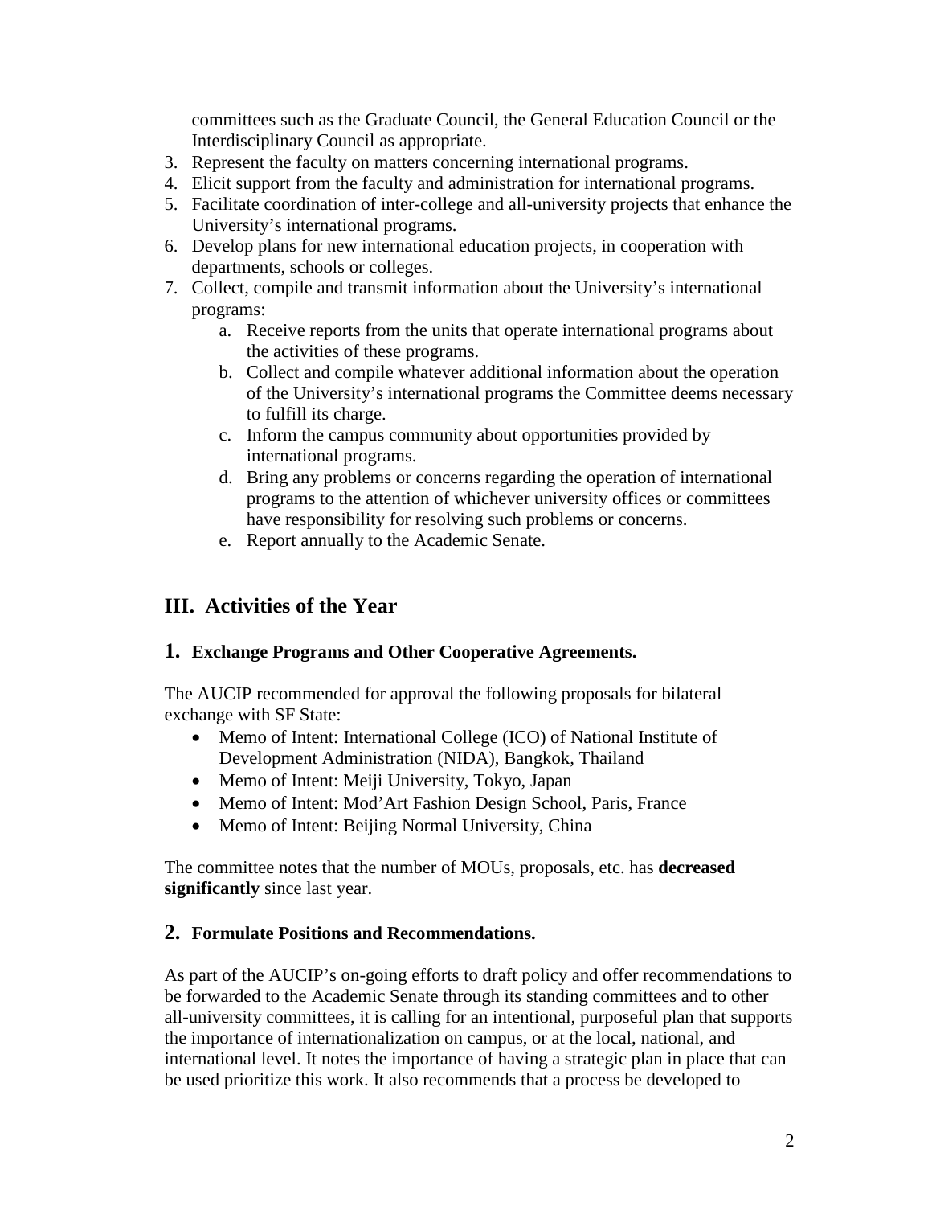committees such as the Graduate Council, the General Education Council or the Interdisciplinary Council as appropriate.

3. Represent the faculty on matters concerning international programs.
4. Elicit support from the faculty and administration for international programs.
5. Facilitate coordination of inter-college and all-university projects that enhance the University's international programs.
6. Develop plans for new international education projects, in cooperation with departments, schools or colleges.
7. Collect, compile and transmit information about the University's international programs:
    a. Receive reports from the units that operate international programs about the activities of these programs.
    b. Collect and compile whatever additional information about the operation of the University's international programs the Committee deems necessary to fulfill its charge.
    c. Inform the campus community about opportunities provided by international programs.
    d. Bring any problems or concerns regarding the operation of international programs to the attention of whichever university offices or committees have responsibility for resolving such problems or concerns.
    e. Report annually to the Academic Senate.

## III. Activities of the Year

### 1. Exchange Programs and Other Cooperative Agreements.

The AUCIP recommended for approval the following proposals for bilateral exchange with SF State:

- Memo of Intent: International College (ICO) of National Institute of Development Administration (NIDA), Bangkok, Thailand
- Memo of Intent: Meiji University, Tokyo, Japan
- Memo of Intent: Mod'Art Fashion Design School, Paris, France
- Memo of Intent: Beijing Normal University, China

The committee notes that the number of MOUs, proposals, etc. has **decreased significantly** since last year.

### 2. Formulate Positions and Recommendations.

As part of the AUCIP's on-going efforts to draft policy and offer recommendations to be forwarded to the Academic Senate through its standing committees and to other all-university committees, it is calling for an intentional, purposeful plan that supports the importance of internationalization on campus, or at the local, national, and international level. It notes the importance of having a strategic plan in place that can be used prioritize this work. It also recommends that a process be developed to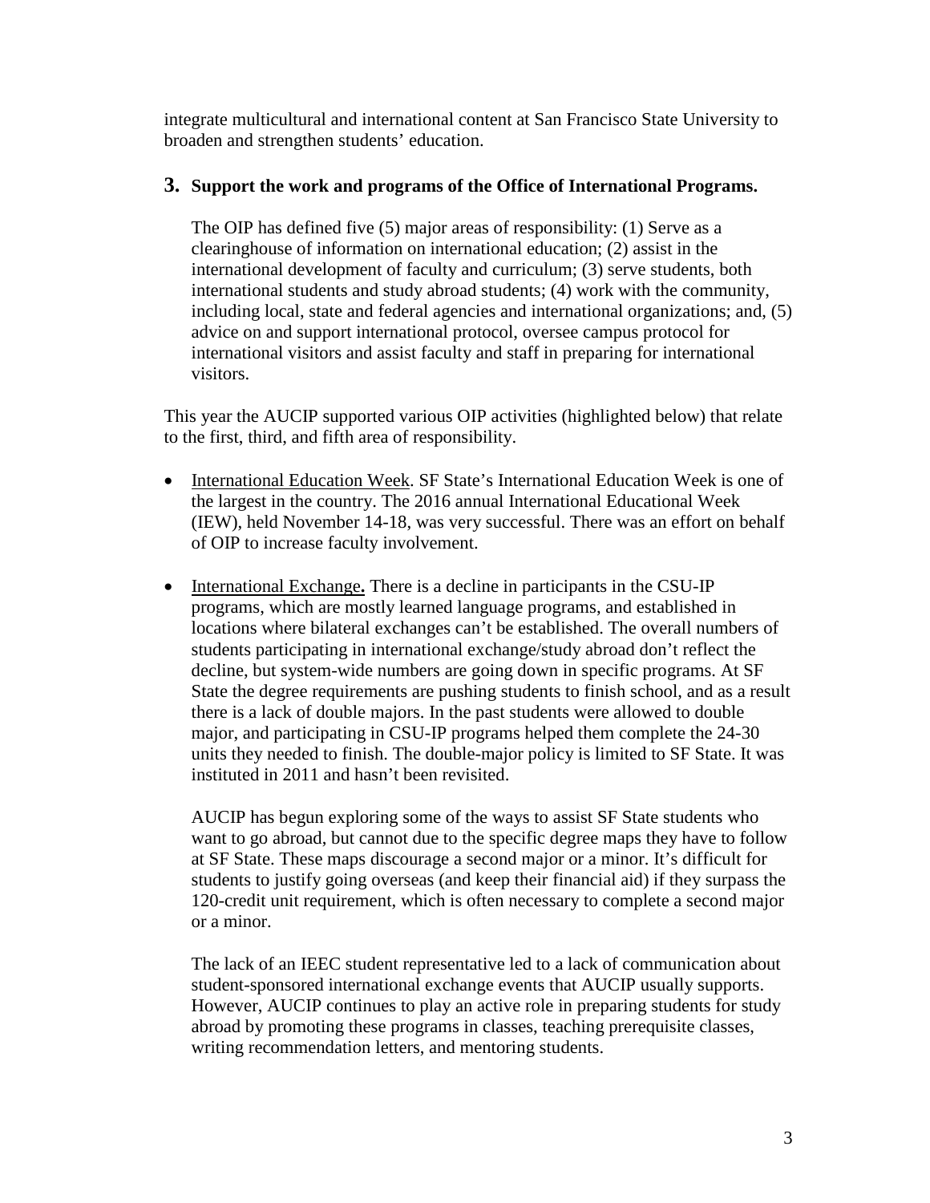integrate multicultural and international content at San Francisco State University to broaden and strengthen students' education.

### 3. Support the work and programs of the Office of International Programs.

The OIP has defined five (5) major areas of responsibility: (1) Serve as a clearinghouse of information on international education; (2) assist in the international development of faculty and curriculum; (3) serve students, both international students and study abroad students; (4) work with the community, including local, state and federal agencies and international organizations; and, (5) advice on and support international protocol, oversee campus protocol for international visitors and assist faculty and staff in preparing for international visitors.

This year the AUCIP supported various OIP activities (highlighted below) that relate to the first, third, and fifth area of responsibility.

- International Education Week. SF State's International Education Week is one of the largest in the country. The 2016 annual International Educational Week (IEW), held November 14-18, was very successful. There was an effort on behalf of OIP to increase faculty involvement.

- International Exchange**.** There is a decline in participants in the CSU-IP programs, which are mostly learned language programs, and established in locations where bilateral exchanges can't be established. The overall numbers of students participating in international exchange/study abroad don't reflect the decline, but system-wide numbers are going down in specific programs. At SF State the degree requirements are pushing students to finish school, and as a result there is a lack of double majors. In the past students were allowed to double major, and participating in CSU-IP programs helped them complete the 24-30 units they needed to finish. The double-major policy is limited to SF State. It was instituted in 2011 and hasn't been revisited.

  AUCIP has begun exploring some of the ways to assist SF State students who want to go abroad, but cannot due to the specific degree maps they have to follow at SF State. These maps discourage a second major or a minor. It's difficult for students to justify going overseas (and keep their financial aid) if they surpass the 120-credit unit requirement, which is often necessary to complete a second major or a minor.

  The lack of an IEEC student representative led to a lack of communication about student-sponsored international exchange events that AUCIP usually supports. However, AUCIP continues to play an active role in preparing students for study abroad by promoting these programs in classes, teaching prerequisite classes, writing recommendation letters, and mentoring students.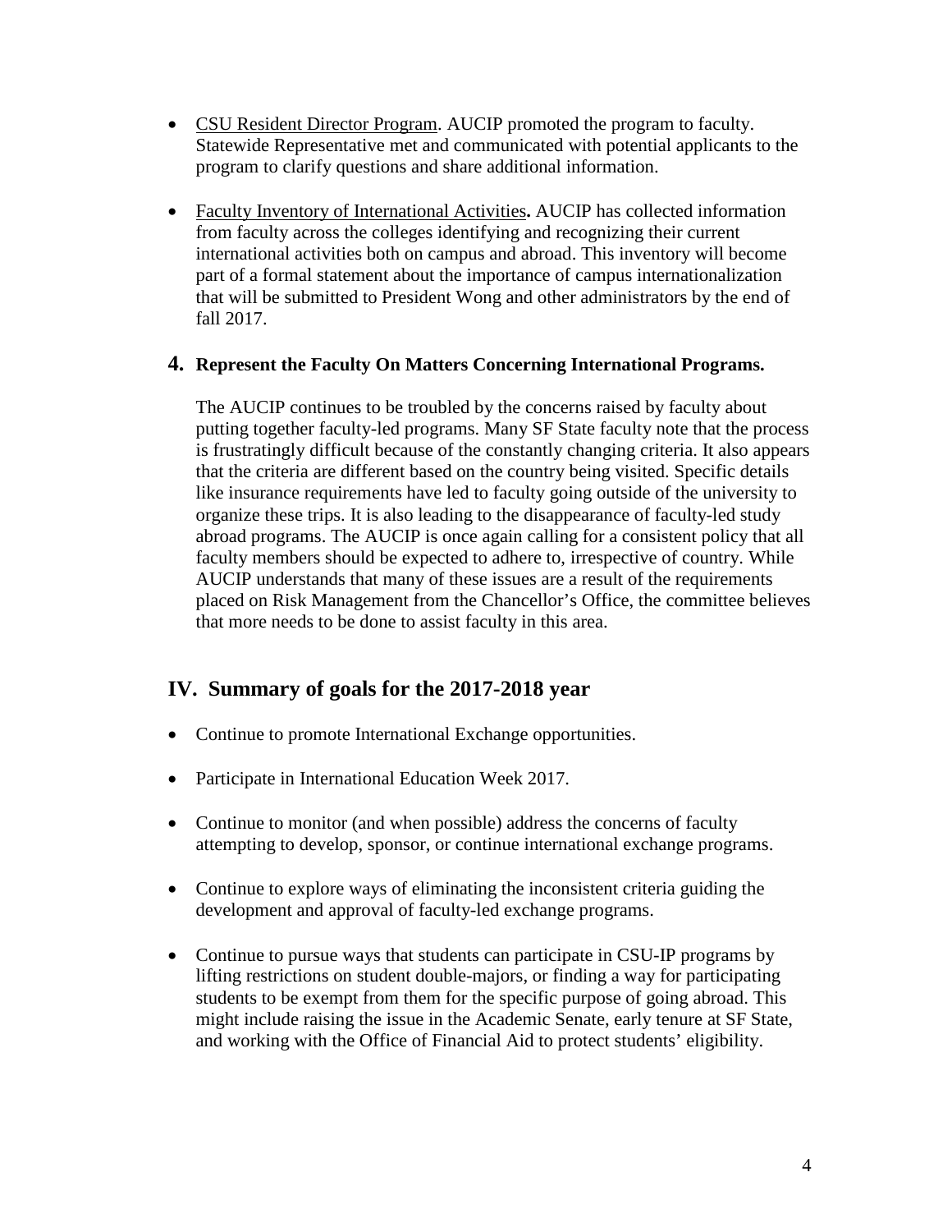- CSU Resident Director Program. AUCIP promoted the program to faculty. Statewide Representative met and communicated with potential applicants to the program to clarify questions and share additional information.

- Faculty Inventory of International Activities**.** AUCIP has collected information from faculty across the colleges identifying and recognizing their current international activities both on campus and abroad. This inventory will become part of a formal statement about the importance of campus internationalization that will be submitted to President Wong and other administrators by the end of fall 2017.

### 4. Represent the Faculty On Matters Concerning International Programs.

The AUCIP continues to be troubled by the concerns raised by faculty about putting together faculty-led programs. Many SF State faculty note that the process is frustratingly difficult because of the constantly changing criteria. It also appears that the criteria are different based on the country being visited. Specific details like insurance requirements have led to faculty going outside of the university to organize these trips. It is also leading to the disappearance of faculty-led study abroad programs. The AUCIP is once again calling for a consistent policy that all faculty members should be expected to adhere to, irrespective of country. While AUCIP understands that many of these issues are a result of the requirements placed on Risk Management from the Chancellor's Office, the committee believes that more needs to be done to assist faculty in this area.

## IV. Summary of goals for the 2017-2018 year

- Continue to promote International Exchange opportunities.

- Participate in International Education Week 2017.

- Continue to monitor (and when possible) address the concerns of faculty attempting to develop, sponsor, or continue international exchange programs.

- Continue to explore ways of eliminating the inconsistent criteria guiding the development and approval of faculty-led exchange programs.

- Continue to pursue ways that students can participate in CSU-IP programs by lifting restrictions on student double-majors, or finding a way for participating students to be exempt from them for the specific purpose of going abroad. This might include raising the issue in the Academic Senate, early tenure at SF State, and working with the Office of Financial Aid to protect students' eligibility.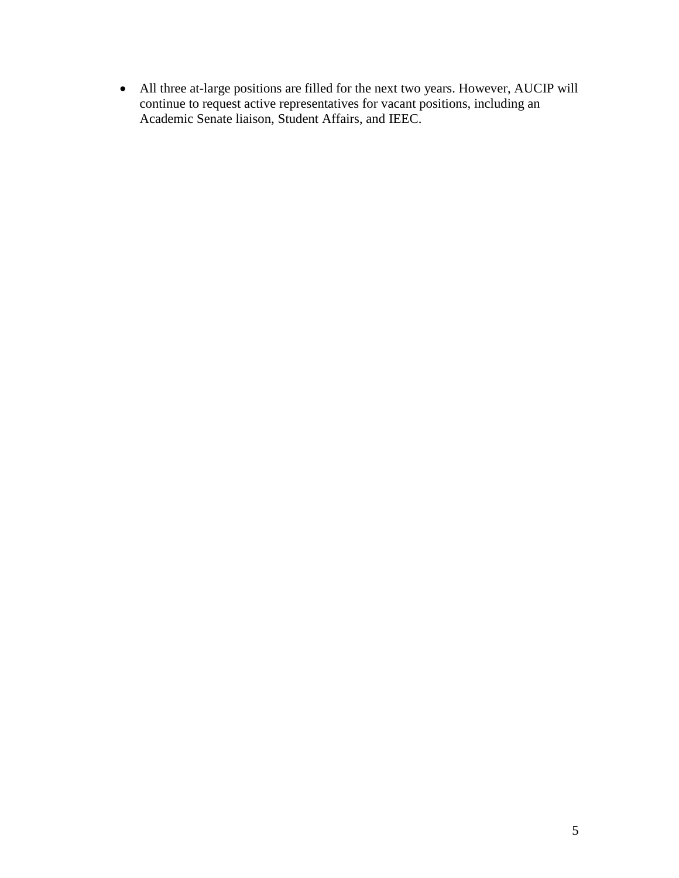- All three at-large positions are filled for the next two years. However, AUCIP will continue to request active representatives for vacant positions, including an Academic Senate liaison, Student Affairs, and IEEC.